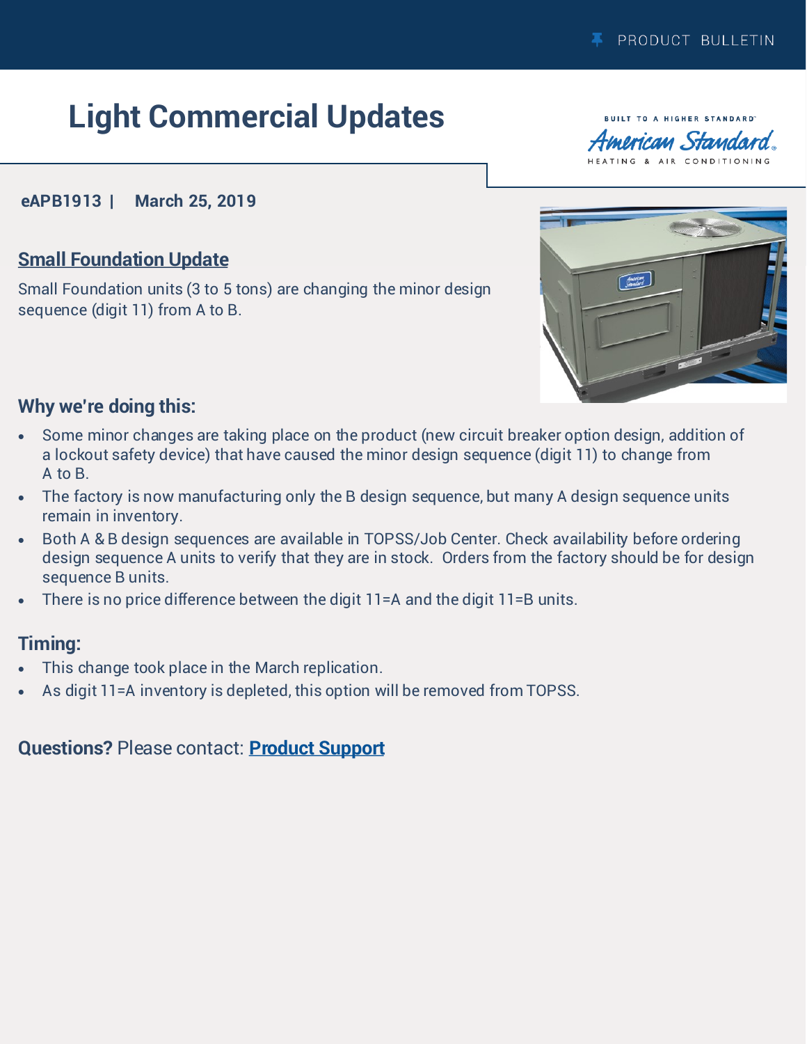PRODUCT BULLETIN

# Light Commercial Updates

**eAPB1913 | March 25, 2019**

## Small Foundation Update

Small Foundation units (3 to 5 tons) are changing the minor design sequence (digit 11) from A to B.

### Why we're doing this:

- Some minor changes are taking place on the product (new circuit breaker option design, addition of a lockout safety device) that have caused the minor design sequence (digit 11) to change from A to B.
- The factory is now manufacturing only the B design sequence, but many A design sequence units remain in inventory.
- Both A & B design sequences are available in TOPSS/Job Center. Check availability before ordering design sequence A units to verify that they are in stock. Orders from the factory should be for design sequence B units.
- There is no price difference between the digit 11=A and the digit 11=B units.

### Timing:

- This change took place in the March replication.
- As digit 11=A inventory is depleted, this option will be removed from TOPSS.

**Questions?** Please contact: **Product Support**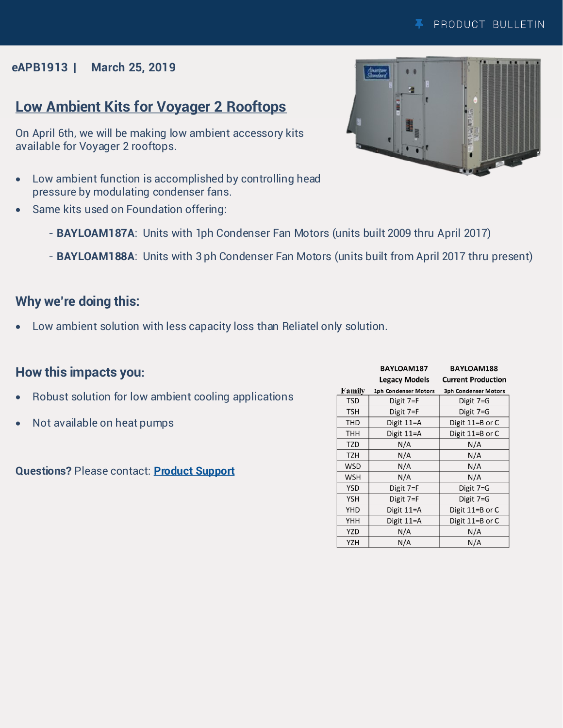PRODUCT BULLETIN

**eAPB1913 | March 25, 2019**

## Low Ambient Kits for Voyager 2 Rooftops

On April 6th, we will be making low ambient accessory kits available for Voyager 2 rooftops.

- Low ambient function is accomplished by controlling head pressure by modulating condenser fans.
- Same kits used on Foundation offering:
  - **BAYLOAM187A**: Units with 1ph Condenser Fan Motors (units built 2009 thru April 2017)
  - **BAYLOAM188A**: Units with 3 ph Condenser Fan Motors (units built from April 2017 thru present)

### Why we're doing this:

- Low ambient solution with less capacity loss than Reliatel only solution.

### How this impacts you:

- Robust solution for low ambient cooling applications
- Not available on heat pumps

| Family | BAYLOAM187 Legacy Models 1ph Condenser Motors | BAYLOAM188 Current Production 3ph Condenser Motors |
|---|---|---|
| TSD | Digit 7=F | Digit 7=G |
| TSH | Digit 7=F | Digit 7=G |
| THD | Digit 11=A | Digit 11=B or C |
| THH | Digit 11=A | Digit 11=B or C |
| TZD | N/A | N/A |
| TZH | N/A | N/A |
| WSD | N/A | N/A |
| WSH | N/A | N/A |
| YSD | Digit 7=F | Digit 7=G |
| YSH | Digit 7=F | Digit 7=G |
| YHD | Digit 11=A | Digit 11=B or C |
| YHH | Digit 11=A | Digit 11=B or C |
| YZD | N/A | N/A |
| YZH | N/A | N/A |

**Questions?** Please contact: **Product Support**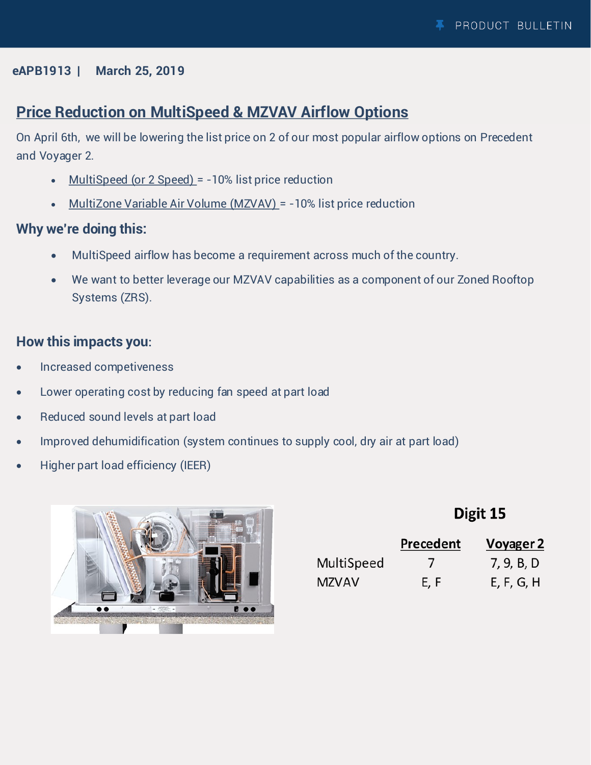PRODUCT BULLETIN

**eAPB1913 | March 25, 2019**

# Price Reduction on MultiSpeed & MZVAV Airflow Options

On April 6th, we will be lowering the list price on 2 of our most popular airflow options on Precedent and Voyager 2.

- MultiSpeed (or 2 Speed) = -10% list price reduction
- MultiZone Variable Air Volume (MZVAV) = -10% list price reduction

## Why we're doing this:

- MultiSpeed airflow has become a requirement across much of the country.
- We want to better leverage our MZVAV capabilities as a component of our Zoned Rooftop Systems (ZRS).

## How this impacts you:

- Increased competiveness
- Lower operating cost by reducing fan speed at part load
- Reduced sound levels at part load
- Improved dehumidification (system continues to supply cool, dry air at part load)
- Higher part load efficiency (IEER)

**Digit 15**

| | Precedent | Voyager 2 |
|---|---|---|
| MultiSpeed | 7 | 7, 9, B, D |
| MZVAV | E, F | E, F, G, H |